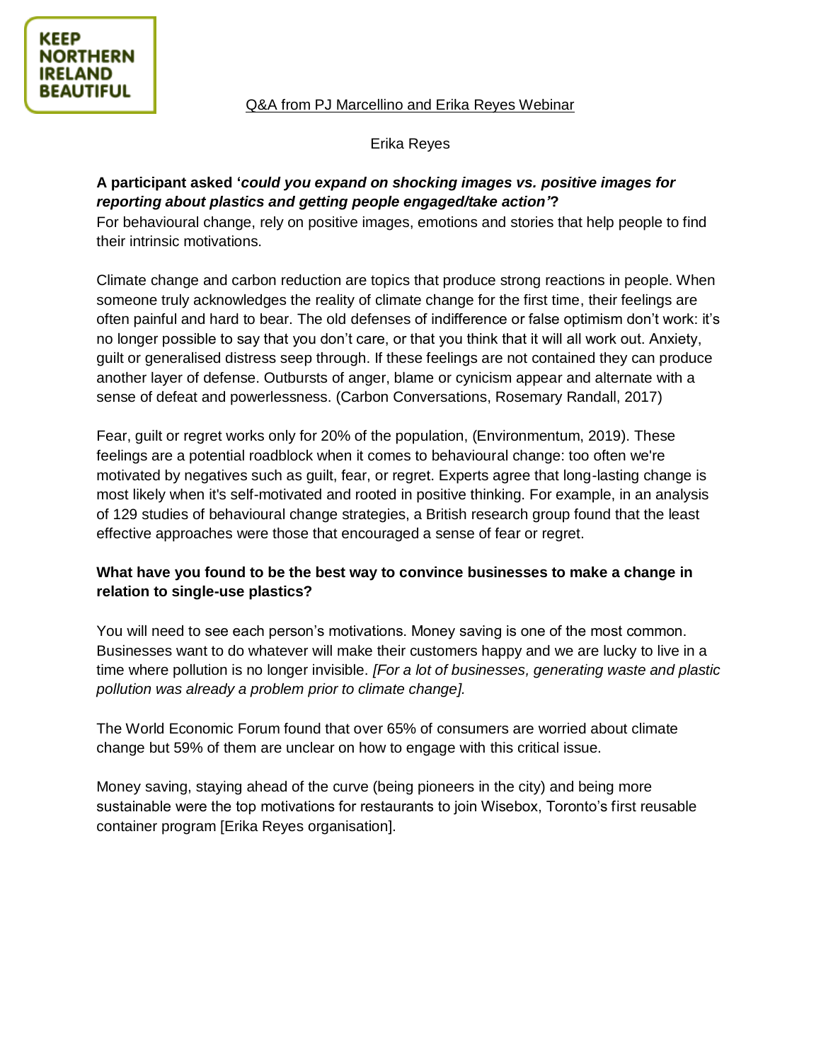KEEP NORTHERN IRELAND BEAUTIFUL

# Q&A from PJ Marcellino and Erika Reyes Webinar

## Erika Reyes

**A participant asked '*could you expand on shocking images vs. positive images for reporting about plastics and getting people engaged/take action*'?**

For behavioural change, rely on positive images, emotions and stories that help people to find their intrinsic motivations.

Climate change and carbon reduction are topics that produce strong reactions in people. When someone truly acknowledges the reality of climate change for the first time, their feelings are often painful and hard to bear. The old defenses of indifference or false optimism don't work: it's no longer possible to say that you don't care, or that you think that it will all work out. Anxiety, guilt or generalised distress seep through. If these feelings are not contained they can produce another layer of defense. Outbursts of anger, blame or cynicism appear and alternate with a sense of defeat and powerlessness. (Carbon Conversations, Rosemary Randall, 2017)

Fear, guilt or regret works only for 20% of the population, (Environmentum, 2019). These feelings are a potential roadblock when it comes to behavioural change: too often we're motivated by negatives such as guilt, fear, or regret. Experts agree that long-lasting change is most likely when it's self-motivated and rooted in positive thinking. For example, in an analysis of 129 studies of behavioural change strategies, a British research group found that the least effective approaches were those that encouraged a sense of fear or regret.

**What have you found to be the best way to convince businesses to make a change in relation to single-use plastics?**

You will need to see each person's motivations. Money saving is one of the most common. Businesses want to do whatever will make their customers happy and we are lucky to live in a time where pollution is no longer invisible. *[For a lot of businesses, generating waste and plastic pollution was already a problem prior to climate change].*

The World Economic Forum found that over 65% of consumers are worried about climate change but 59% of them are unclear on how to engage with this critical issue.

Money saving, staying ahead of the curve (being pioneers in the city) and being more sustainable were the top motivations for restaurants to join Wisebox, Toronto's first reusable container program [Erika Reyes organisation].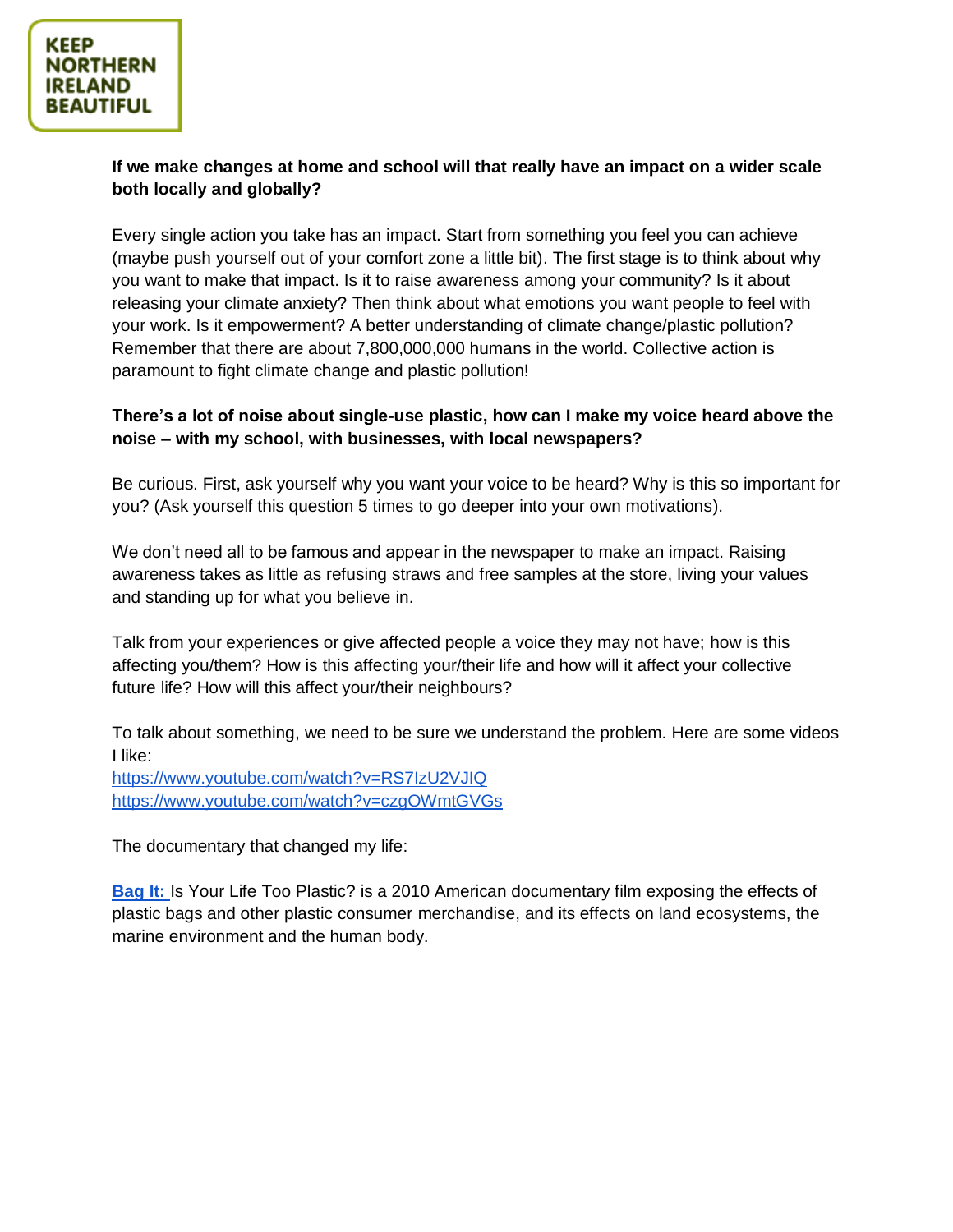**If we make changes at home and school will that really have an impact on a wider scale both locally and globally?**

Every single action you take has an impact. Start from something you feel you can achieve (maybe push yourself out of your comfort zone a little bit). The first stage is to think about why you want to make that impact. Is it to raise awareness among your community? Is it about releasing your climate anxiety? Then think about what emotions you want people to feel with your work. Is it empowerment? A better understanding of climate change/plastic pollution? Remember that there are about 7,800,000,000 humans in the world. Collective action is paramount to fight climate change and plastic pollution!

**There's a lot of noise about single-use plastic, how can I make my voice heard above the noise – with my school, with businesses, with local newspapers?**

Be curious. First, ask yourself why you want your voice to be heard? Why is this so important for you? (Ask yourself this question 5 times to go deeper into your own motivations).

We don't need all to be famous and appear in the newspaper to make an impact. Raising awareness takes as little as refusing straws and free samples at the store, living your values and standing up for what you believe in.

Talk from your experiences or give affected people a voice they may not have; how is this affecting you/them? How is this affecting your/their life and how will it affect your collective future life? How will this affect your/their neighbours?

To talk about something, we need to be sure we understand the problem. Here are some videos I like:
https://www.youtube.com/watch?v=RS7IzU2VJIQ
https://www.youtube.com/watch?v=czgOWmtGVGs

The documentary that changed my life:

**Bag It:** Is Your Life Too Plastic? is a 2010 American documentary film exposing the effects of plastic bags and other plastic consumer merchandise, and its effects on land ecosystems, the marine environment and the human body.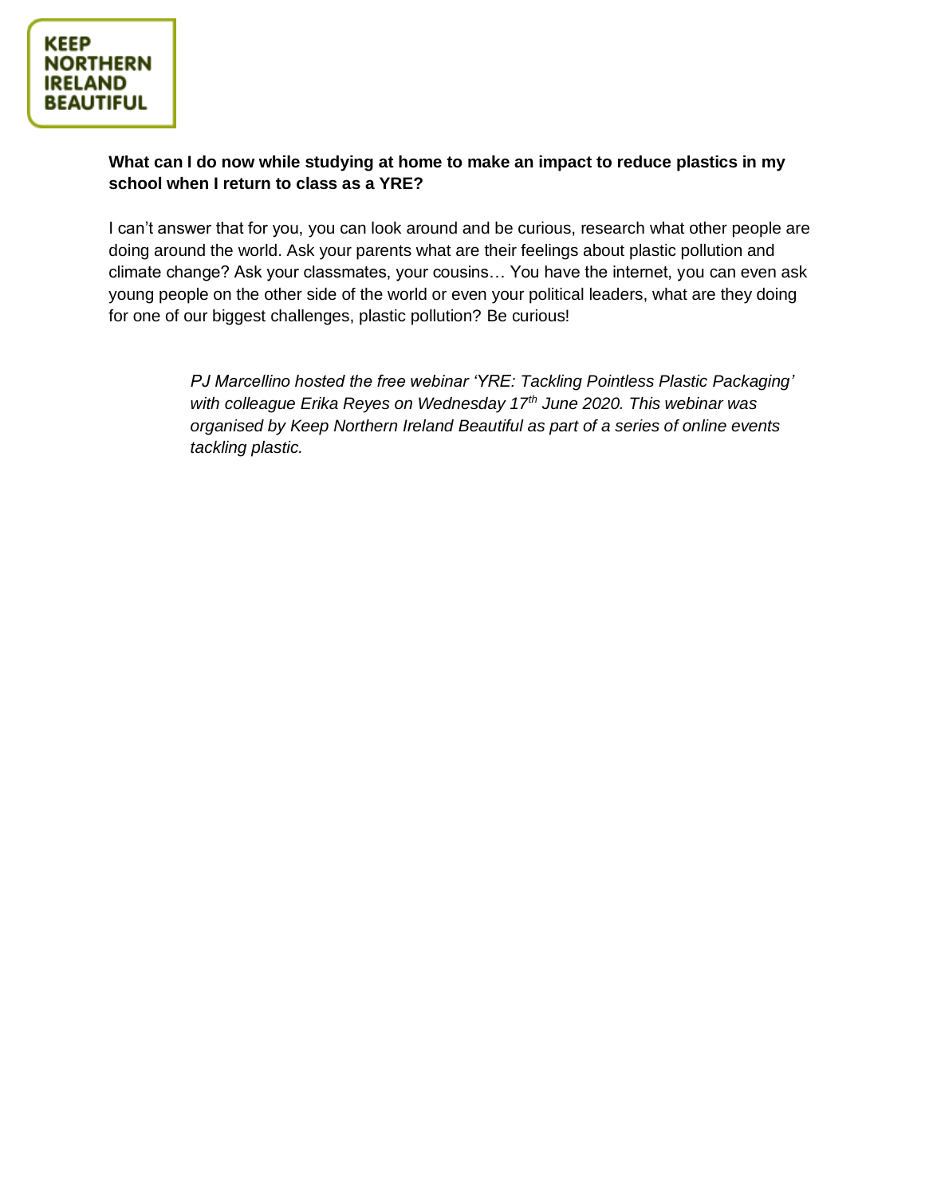**What can I do now while studying at home to make an impact to reduce plastics in my school when I return to class as a YRE?**

I can't answer that for you, you can look around and be curious, research what other people are doing around the world. Ask your parents what are their feelings about plastic pollution and climate change? Ask your classmates, your cousins… You have the internet, you can even ask young people on the other side of the world or even your political leaders, what are they doing for one of our biggest challenges, plastic pollution? Be curious!

*PJ Marcellino hosted the free webinar 'YRE: Tackling Pointless Plastic Packaging' with colleague Erika Reyes on Wednesday 17th June 2020. This webinar was organised by Keep Northern Ireland Beautiful as part of a series of online events tackling plastic.*